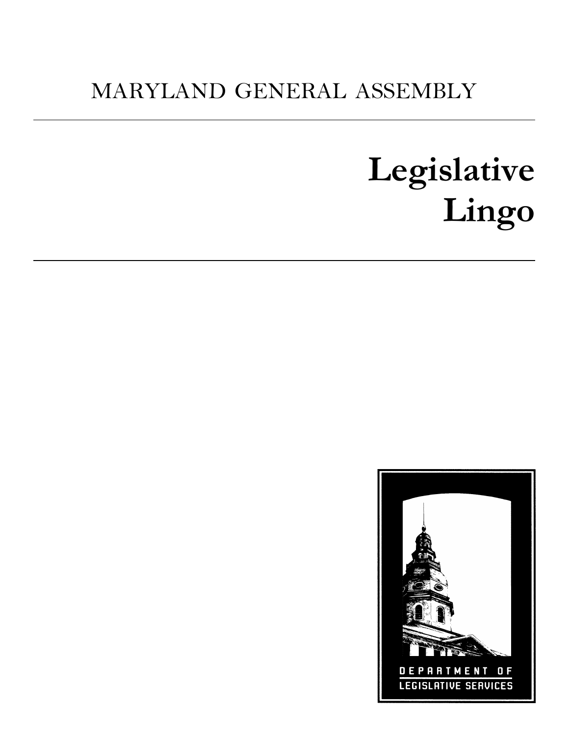MARYLAND GENERAL ASSEMBLY

# Legislative Lingo

DEPARTMENT OF LEGISLATIVE SERVICES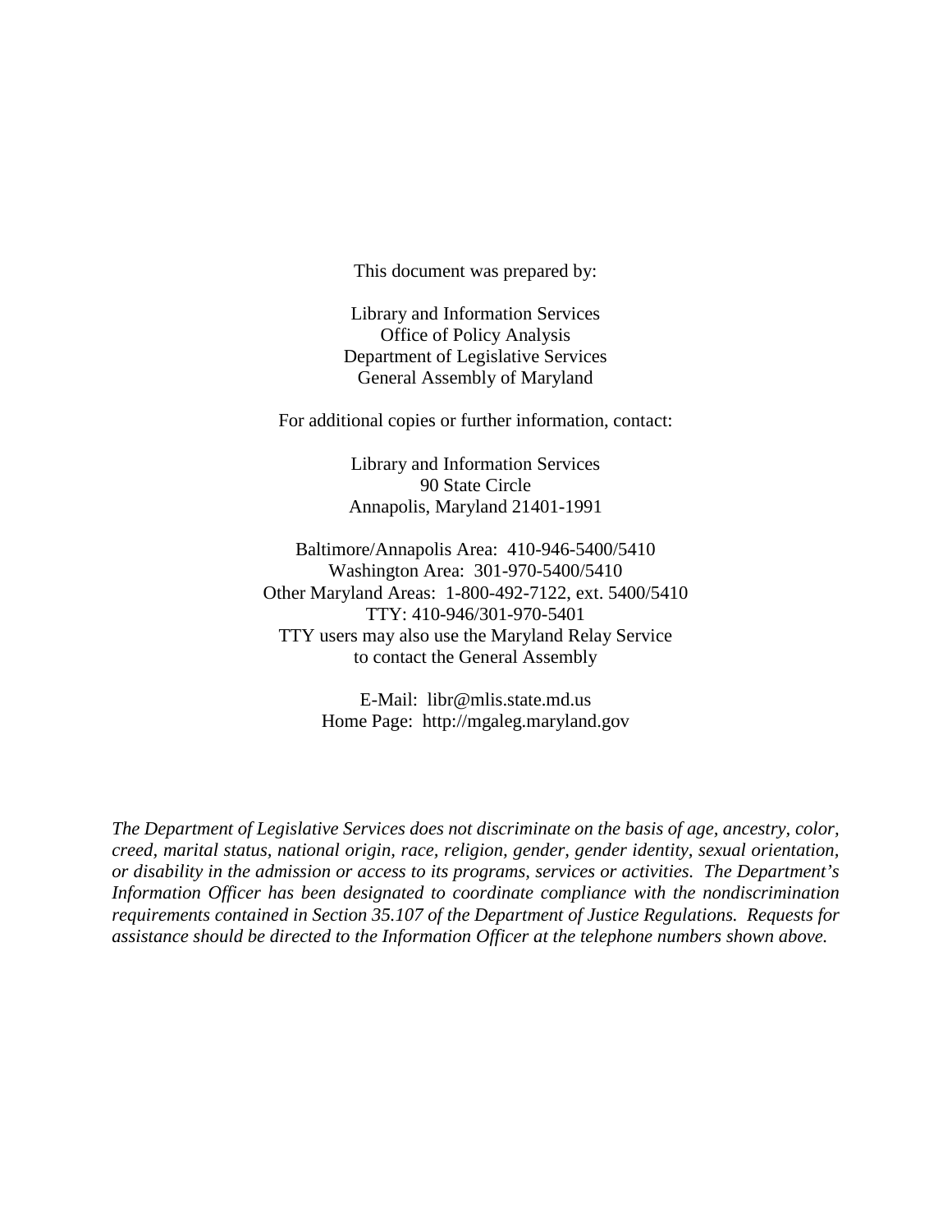This document was prepared by:

Library and Information Services
Office of Policy Analysis
Department of Legislative Services
General Assembly of Maryland

For additional copies or further information, contact:

Library and Information Services
90 State Circle
Annapolis, Maryland 21401-1991

Baltimore/Annapolis Area: 410-946-5400/5410
Washington Area: 301-970-5400/5410
Other Maryland Areas: 1-800-492-7122, ext. 5400/5410
TTY: 410-946/301-970-5401
TTY users may also use the Maryland Relay Service
to contact the General Assembly

E-Mail: libr@mlis.state.md.us
Home Page: http://mgaleg.maryland.gov

*The Department of Legislative Services does not discriminate on the basis of age, ancestry, color, creed, marital status, national origin, race, religion, gender, gender identity, sexual orientation, or disability in the admission or access to its programs, services or activities. The Department's Information Officer has been designated to coordinate compliance with the nondiscrimination requirements contained in Section 35.107 of the Department of Justice Regulations. Requests for assistance should be directed to the Information Officer at the telephone numbers shown above.*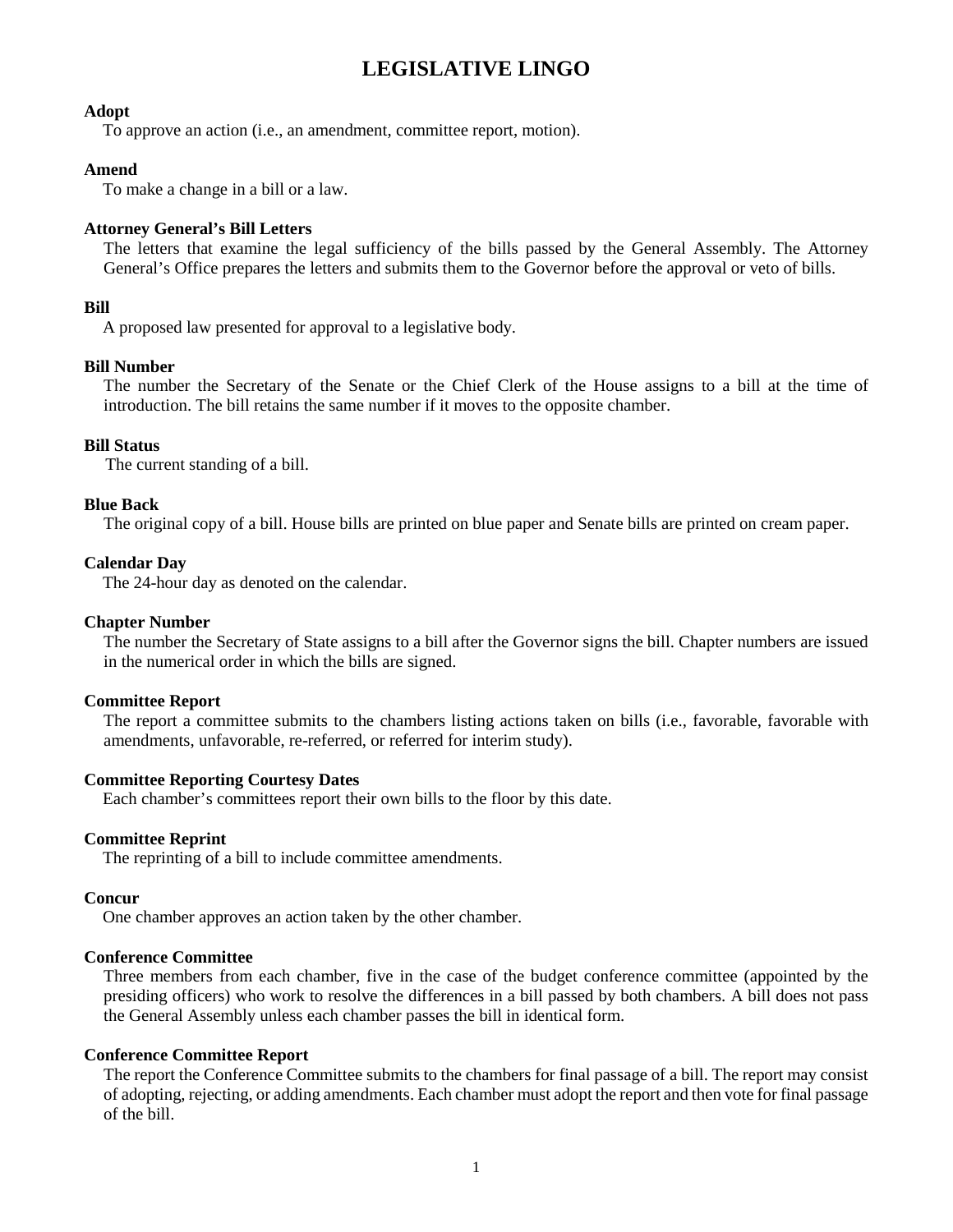# LEGISLATIVE LINGO

**Adopt**

To approve an action (i.e., an amendment, committee report, motion).

**Amend**

To make a change in a bill or a law.

**Attorney General's Bill Letters**

The letters that examine the legal sufficiency of the bills passed by the General Assembly. The Attorney General's Office prepares the letters and submits them to the Governor before the approval or veto of bills.

**Bill**

A proposed law presented for approval to a legislative body.

**Bill Number**

The number the Secretary of the Senate or the Chief Clerk of the House assigns to a bill at the time of introduction. The bill retains the same number if it moves to the opposite chamber.

**Bill Status**

The current standing of a bill.

**Blue Back**

The original copy of a bill. House bills are printed on blue paper and Senate bills are printed on cream paper.

**Calendar Day**

The 24-hour day as denoted on the calendar.

**Chapter Number**

The number the Secretary of State assigns to a bill after the Governor signs the bill. Chapter numbers are issued in the numerical order in which the bills are signed.

**Committee Report**

The report a committee submits to the chambers listing actions taken on bills (i.e., favorable, favorable with amendments, unfavorable, re-referred, or referred for interim study).

**Committee Reporting Courtesy Dates**

Each chamber's committees report their own bills to the floor by this date.

**Committee Reprint**

The reprinting of a bill to include committee amendments.

**Concur**

One chamber approves an action taken by the other chamber.

**Conference Committee**

Three members from each chamber, five in the case of the budget conference committee (appointed by the presiding officers) who work to resolve the differences in a bill passed by both chambers. A bill does not pass the General Assembly unless each chamber passes the bill in identical form.

**Conference Committee Report**

The report the Conference Committee submits to the chambers for final passage of a bill. The report may consist of adopting, rejecting, or adding amendments. Each chamber must adopt the report and then vote for final passage of the bill.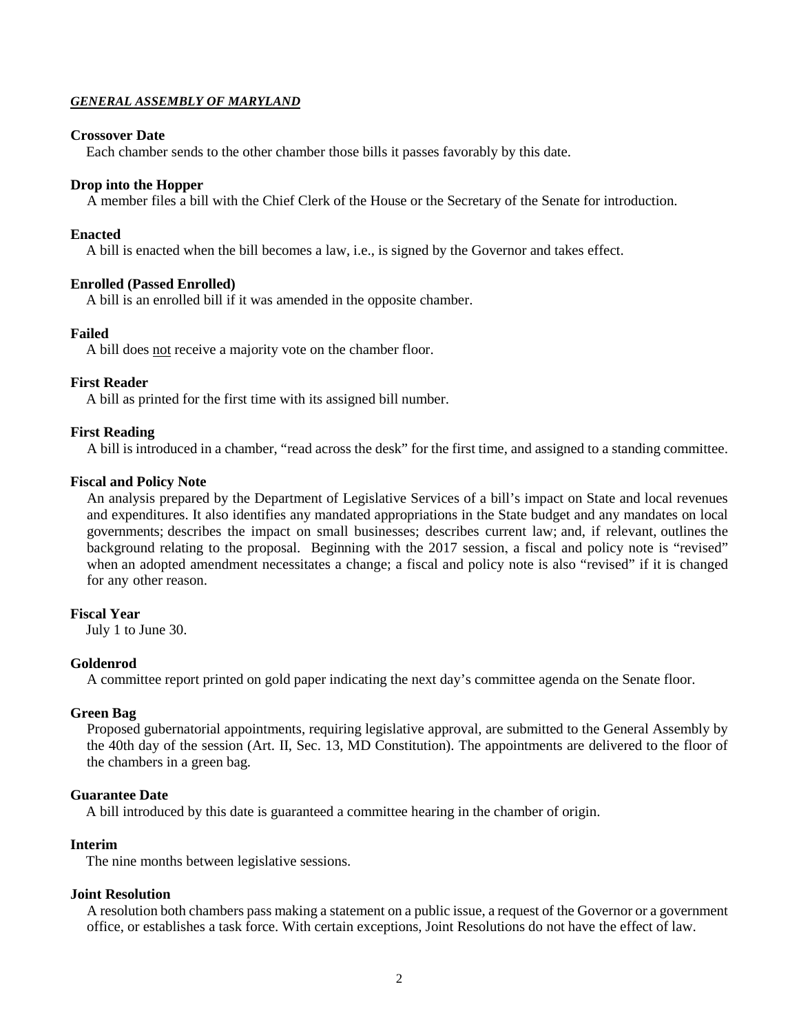***GENERAL ASSEMBLY OF MARYLAND***

**Crossover Date**
Each chamber sends to the other chamber those bills it passes favorably by this date.

**Drop into the Hopper**
A member files a bill with the Chief Clerk of the House or the Secretary of the Senate for introduction.

**Enacted**
A bill is enacted when the bill becomes a law, i.e., is signed by the Governor and takes effect.

**Enrolled (Passed Enrolled)**
A bill is an enrolled bill if it was amended in the opposite chamber.

**Failed**
A bill does not receive a majority vote on the chamber floor.

**First Reader**
A bill as printed for the first time with its assigned bill number.

**First Reading**
A bill is introduced in a chamber, "read across the desk" for the first time, and assigned to a standing committee.

**Fiscal and Policy Note**
An analysis prepared by the Department of Legislative Services of a bill's impact on State and local revenues and expenditures. It also identifies any mandated appropriations in the State budget and any mandates on local governments; describes the impact on small businesses; describes current law; and, if relevant, outlines the background relating to the proposal. Beginning with the 2017 session, a fiscal and policy note is "revised" when an adopted amendment necessitates a change; a fiscal and policy note is also "revised" if it is changed for any other reason.

**Fiscal Year**
July 1 to June 30.

**Goldenrod**
A committee report printed on gold paper indicating the next day's committee agenda on the Senate floor.

**Green Bag**
Proposed gubernatorial appointments, requiring legislative approval, are submitted to the General Assembly by the 40th day of the session (Art. II, Sec. 13, MD Constitution). The appointments are delivered to the floor of the chambers in a green bag.

**Guarantee Date**
A bill introduced by this date is guaranteed a committee hearing in the chamber of origin.

**Interim**
The nine months between legislative sessions.

**Joint Resolution**
A resolution both chambers pass making a statement on a public issue, a request of the Governor or a government office, or establishes a task force. With certain exceptions, Joint Resolutions do not have the effect of law.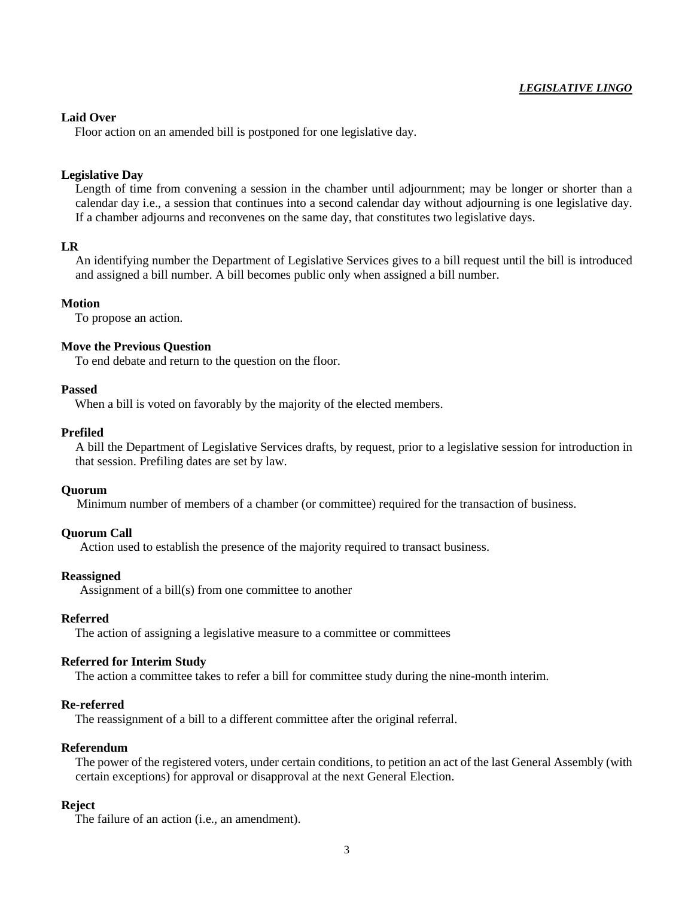**Laid Over**

Floor action on an amended bill is postponed for one legislative day.

**Legislative Day**

Length of time from convening a session in the chamber until adjournment; may be longer or shorter than a calendar day i.e., a session that continues into a second calendar day without adjourning is one legislative day. If a chamber adjourns and reconvenes on the same day, that constitutes two legislative days.

**LR**

An identifying number the Department of Legislative Services gives to a bill request until the bill is introduced and assigned a bill number. A bill becomes public only when assigned a bill number.

**Motion**

To propose an action.

**Move the Previous Question**

To end debate and return to the question on the floor.

**Passed**

When a bill is voted on favorably by the majority of the elected members.

**Prefiled**

A bill the Department of Legislative Services drafts, by request, prior to a legislative session for introduction in that session. Prefiling dates are set by law.

**Quorum**

Minimum number of members of a chamber (or committee) required for the transaction of business.

**Quorum Call**

Action used to establish the presence of the majority required to transact business.

**Reassigned**

Assignment of a bill(s) from one committee to another

**Referred**

The action of assigning a legislative measure to a committee or committees

**Referred for Interim Study**

The action a committee takes to refer a bill for committee study during the nine-month interim.

**Re-referred**

The reassignment of a bill to a different committee after the original referral.

**Referendum**

The power of the registered voters, under certain conditions, to petition an act of the last General Assembly (with certain exceptions) for approval or disapproval at the next General Election.

**Reject**

The failure of an action (i.e., an amendment).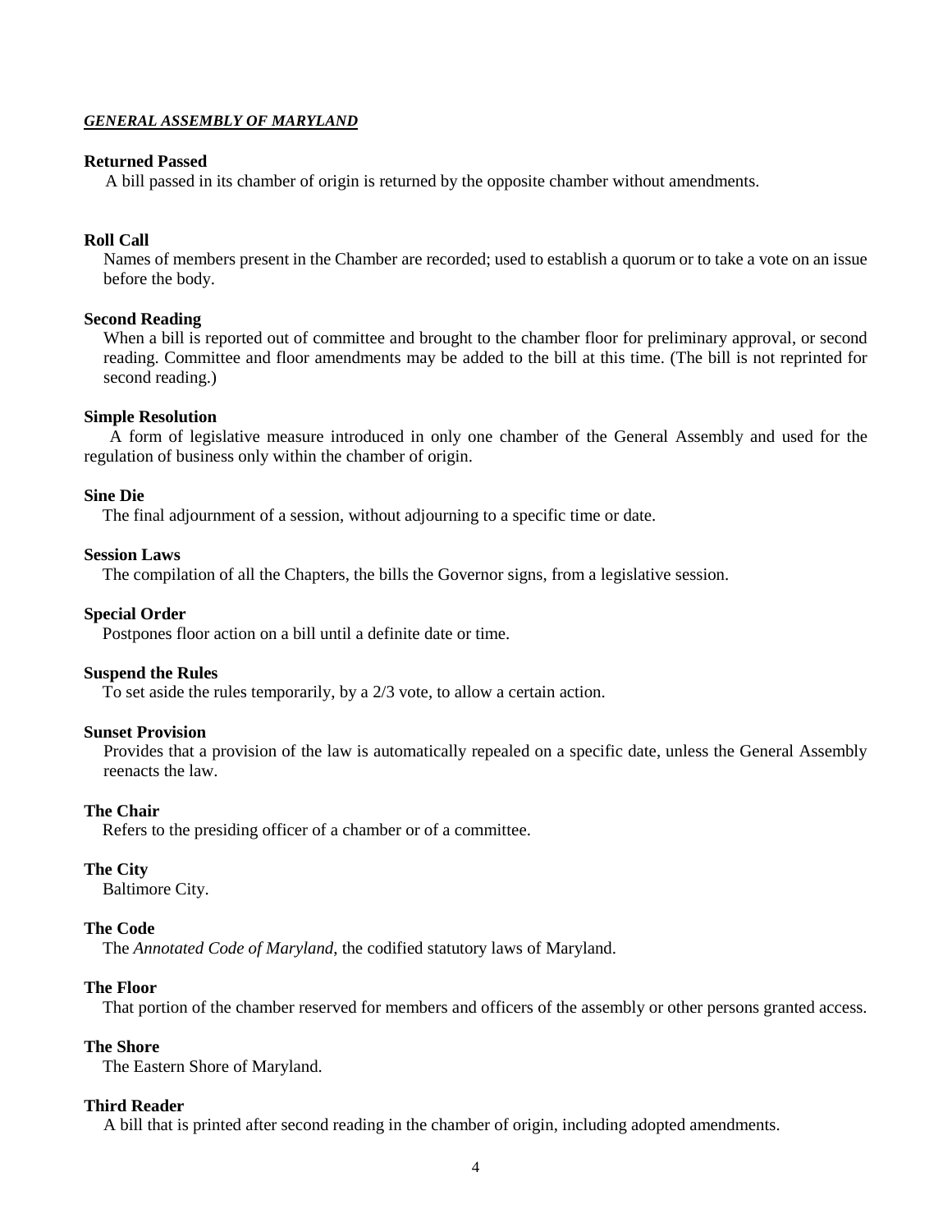***GENERAL ASSEMBLY OF MARYLAND***

**Returned Passed**

A bill passed in its chamber of origin is returned by the opposite chamber without amendments.

**Roll Call**

Names of members present in the Chamber are recorded; used to establish a quorum or to take a vote on an issue before the body.

**Second Reading**

When a bill is reported out of committee and brought to the chamber floor for preliminary approval, or second reading. Committee and floor amendments may be added to the bill at this time. (The bill is not reprinted for second reading.)

**Simple Resolution**

A form of legislative measure introduced in only one chamber of the General Assembly and used for the regulation of business only within the chamber of origin.

**Sine Die**

The final adjournment of a session, without adjourning to a specific time or date.

**Session Laws**

The compilation of all the Chapters, the bills the Governor signs, from a legislative session.

**Special Order**

Postpones floor action on a bill until a definite date or time.

**Suspend the Rules**

To set aside the rules temporarily, by a 2/3 vote, to allow a certain action.

**Sunset Provision**

Provides that a provision of the law is automatically repealed on a specific date, unless the General Assembly reenacts the law.

**The Chair**

Refers to the presiding officer of a chamber or of a committee.

**The City**

Baltimore City.

**The Code**

The *Annotated Code of Maryland*, the codified statutory laws of Maryland.

**The Floor**

That portion of the chamber reserved for members and officers of the assembly or other persons granted access.

**The Shore**

The Eastern Shore of Maryland.

**Third Reader**

A bill that is printed after second reading in the chamber of origin, including adopted amendments.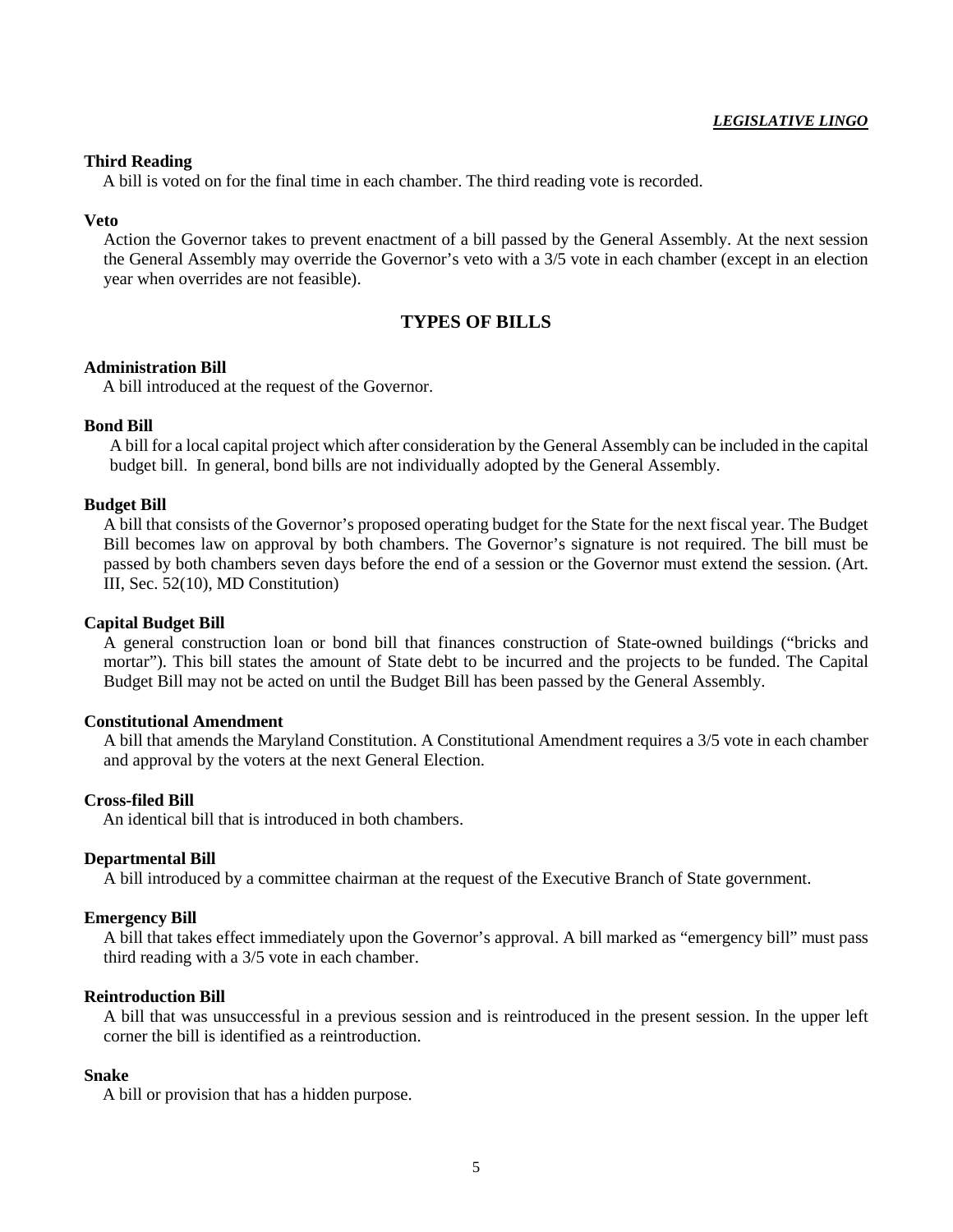**Third Reading**

A bill is voted on for the final time in each chamber. The third reading vote is recorded.

**Veto**

Action the Governor takes to prevent enactment of a bill passed by the General Assembly. At the next session the General Assembly may override the Governor's veto with a 3/5 vote in each chamber (except in an election year when overrides are not feasible).

## TYPES OF BILLS

**Administration Bill**

A bill introduced at the request of the Governor.

**Bond Bill**

A bill for a local capital project which after consideration by the General Assembly can be included in the capital budget bill. In general, bond bills are not individually adopted by the General Assembly.

**Budget Bill**

A bill that consists of the Governor's proposed operating budget for the State for the next fiscal year. The Budget Bill becomes law on approval by both chambers. The Governor's signature is not required. The bill must be passed by both chambers seven days before the end of a session or the Governor must extend the session. (Art. III, Sec. 52(10), MD Constitution)

**Capital Budget Bill**

A general construction loan or bond bill that finances construction of State-owned buildings ("bricks and mortar"). This bill states the amount of State debt to be incurred and the projects to be funded. The Capital Budget Bill may not be acted on until the Budget Bill has been passed by the General Assembly.

**Constitutional Amendment**

A bill that amends the Maryland Constitution. A Constitutional Amendment requires a 3/5 vote in each chamber and approval by the voters at the next General Election.

**Cross-filed Bill**

An identical bill that is introduced in both chambers.

**Departmental Bill**

A bill introduced by a committee chairman at the request of the Executive Branch of State government.

**Emergency Bill**

A bill that takes effect immediately upon the Governor's approval. A bill marked as "emergency bill" must pass third reading with a 3/5 vote in each chamber.

**Reintroduction Bill**

A bill that was unsuccessful in a previous session and is reintroduced in the present session. In the upper left corner the bill is identified as a reintroduction.

**Snake**

A bill or provision that has a hidden purpose.